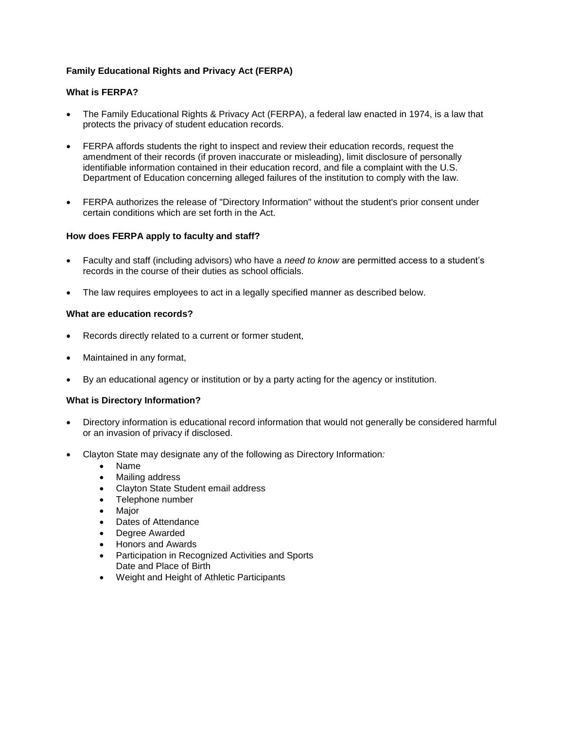**Family Educational Rights and Privacy Act (FERPA)**

**What is FERPA?**

- The Family Educational Rights & Privacy Act (FERPA), a federal law enacted in 1974, is a law that protects the privacy of student education records.
- FERPA affords students the right to inspect and review their education records, request the amendment of their records (if proven inaccurate or misleading), limit disclosure of personally identifiable information contained in their education record, and file a complaint with the U.S. Department of Education concerning alleged failures of the institution to comply with the law.
- FERPA authorizes the release of "Directory Information" without the student's prior consent under certain conditions which are set forth in the Act.

**How does FERPA apply to faculty and staff?**

- Faculty and staff (including advisors) who have a *need to know* are permitted access to a student's records in the course of their duties as school officials.
- The law requires employees to act in a legally specified manner as described below.

**What are education records?**

- Records directly related to a current or former student,
- Maintained in any format,
- By an educational agency or institution or by a party acting for the agency or institution.

**What is Directory Information?**

- Directory information is educational record information that would not generally be considered harmful or an invasion of privacy if disclosed.
- Clayton State may designate any of the following as Directory Information*:*
  - Name
  - Mailing address
  - Clayton State Student email address
  - Telephone number
  - Major
  - Dates of Attendance
  - Degree Awarded
  - Honors and Awards
  - Participation in Recognized Activities and Sports
    Date and Place of Birth
  - Weight and Height of Athletic Participants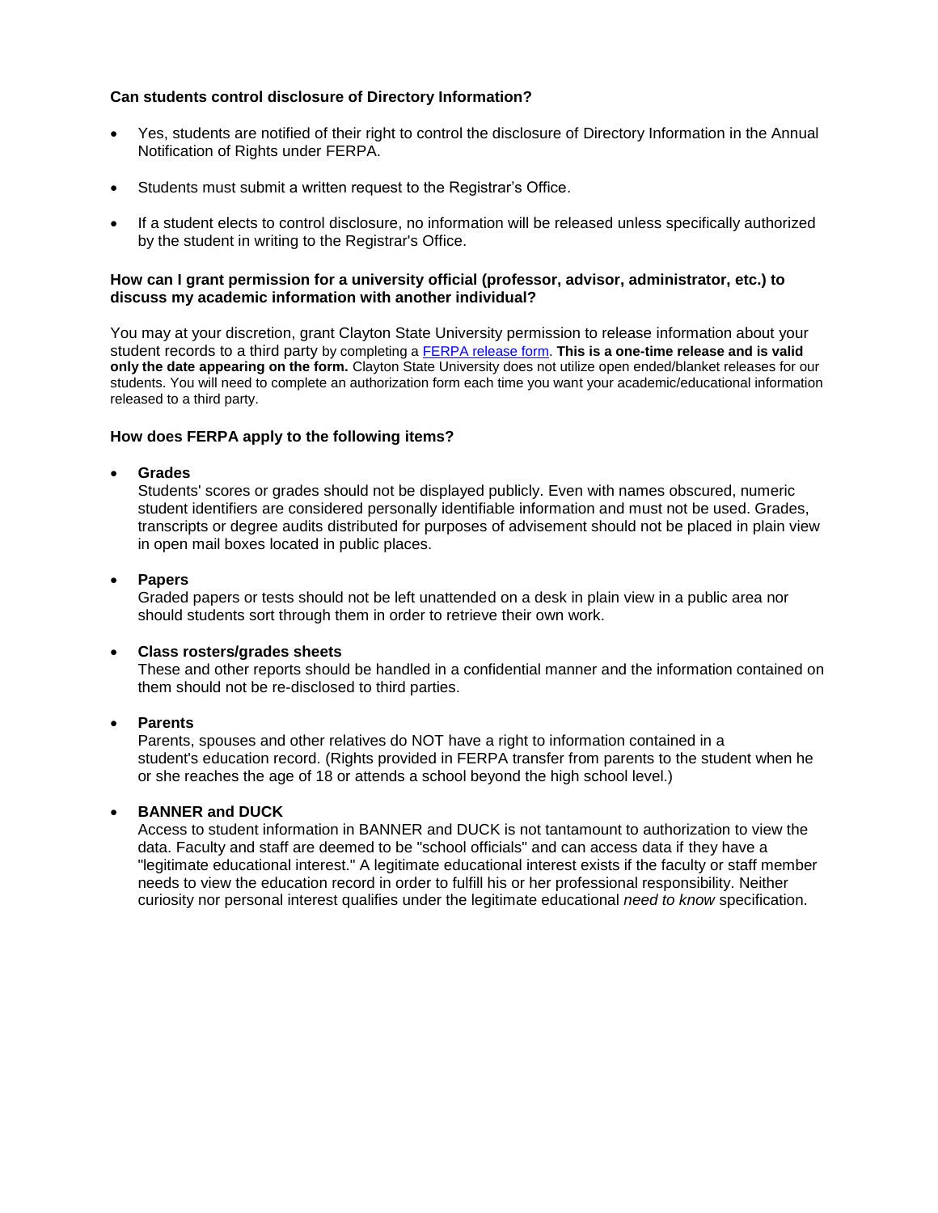**Can students control disclosure of Directory Information?**

- Yes, students are notified of their right to control the disclosure of Directory Information in the Annual Notification of Rights under FERPA.
- Students must submit a written request to the Registrar's Office.
- If a student elects to control disclosure, no information will be released unless specifically authorized by the student in writing to the Registrar's Office.

**How can I grant permission for a university official (professor, advisor, administrator, etc.) to discuss my academic information with another individual?**

You may at your discretion, grant Clayton State University permission to release information about your student records to a third party by completing a FERPA release form. **This is a one-time release and is valid only the date appearing on the form.** Clayton State University does not utilize open ended/blanket releases for our students. You will need to complete an authorization form each time you want your academic/educational information released to a third party.

**How does FERPA apply to the following items?**

- **Grades**
  Students' scores or grades should not be displayed publicly. Even with names obscured, numeric student identifiers are considered personally identifiable information and must not be used. Grades, transcripts or degree audits distributed for purposes of advisement should not be placed in plain view in open mail boxes located in public places.

- **Papers**
  Graded papers or tests should not be left unattended on a desk in plain view in a public area nor should students sort through them in order to retrieve their own work.

- **Class rosters/grades sheets**
  These and other reports should be handled in a confidential manner and the information contained on them should not be re-disclosed to third parties.

- **Parents**
  Parents, spouses and other relatives do NOT have a right to information contained in a student's education record. (Rights provided in FERPA transfer from parents to the student when he or she reaches the age of 18 or attends a school beyond the high school level.)

- **BANNER and DUCK**
  Access to student information in BANNER and DUCK is not tantamount to authorization to view the data. Faculty and staff are deemed to be "school officials" and can access data if they have a "legitimate educational interest." A legitimate educational interest exists if the faculty or staff member needs to view the education record in order to fulfill his or her professional responsibility. Neither curiosity nor personal interest qualifies under the legitimate educational *need to know* specification.